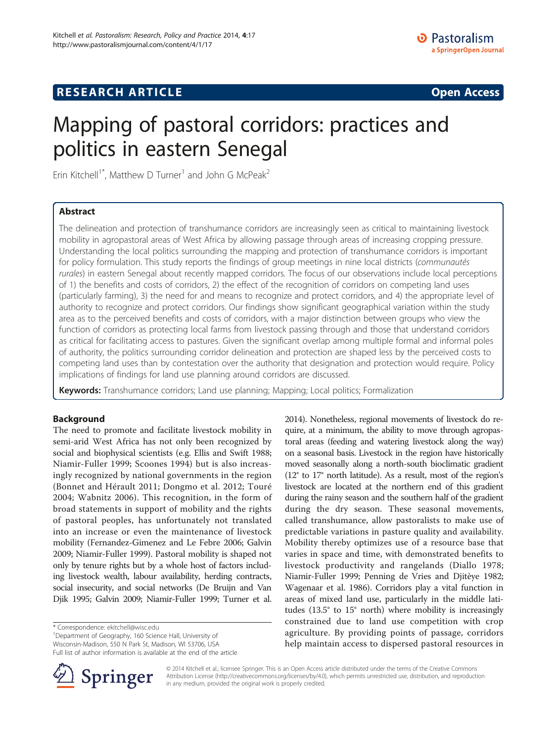**RESEARCH ARTICLE** **Open Access**

# Mapping of pastoral corridors: practices and politics in eastern Senegal

Erin Kitchell[1*], Matthew D Turner[1] and John G McPeak[2]

## Abstract

The delineation and protection of transhumance corridors are increasingly seen as critical to maintaining livestock mobility in agropastoral areas of West Africa by allowing passage through areas of increasing cropping pressure. Understanding the local politics surrounding the mapping and protection of transhumance corridors is important for policy formulation. This study reports the findings of group meetings in nine local districts (*communautés rurales*) in eastern Senegal about recently mapped corridors. The focus of our observations include local perceptions of 1) the benefits and costs of corridors, 2) the effect of the recognition of corridors on competing land uses (particularly farming), 3) the need for and means to recognize and protect corridors, and 4) the appropriate level of authority to recognize and protect corridors. Our findings show significant geographical variation within the study area as to the perceived benefits and costs of corridors, with a major distinction between groups who view the function of corridors as protecting local farms from livestock passing through and those that understand corridors as critical for facilitating access to pastures. Given the significant overlap among multiple formal and informal poles of authority, the politics surrounding corridor delineation and protection are shaped less by the perceived costs to competing land uses than by contestation over the authority that designation and protection would require. Policy implications of findings for land use planning around corridors are discussed.

**Keywords:** Transhumance corridors; Land use planning; Mapping; Local politics; Formalization

## Background

The need to promote and facilitate livestock mobility in semi-arid West Africa has not only been recognized by social and biophysical scientists (e.g. Ellis and Swift 1988; Niamir-Fuller 1999; Scoones 1994) but is also increasingly recognized by national governments in the region (Bonnet and Hérault 2011; Dongmo et al. 2012; Touré 2004; Wabnitz 2006). This recognition, in the form of broad statements in support of mobility and the rights of pastoral peoples, has unfortunately not translated into an increase or even the maintenance of livestock mobility (Fernandez-Gimenez and Le Febre 2006; Galvin 2009; Niamir-Fuller 1999). Pastoral mobility is shaped not only by tenure rights but by a whole host of factors including livestock wealth, labour availability, herding contracts, social insecurity, and social networks (De Bruijn and Van Djik 1995; Galvin 2009; Niamir-Fuller 1999; Turner et al. 2014). Nonetheless, regional movements of livestock do require, at a minimum, the ability to move through agropastoral areas (feeding and watering livestock along the way) on a seasonal basis. Livestock in the region have historically moved seasonally along a north-south bioclimatic gradient (12° to 17° north latitude). As a result, most of the region's livestock are located at the northern end of this gradient during the rainy season and the southern half of the gradient during the dry season. These seasonal movements, called transhumance, allow pastoralists to make use of predictable variations in pasture quality and availability. Mobility thereby optimizes use of a resource base that varies in space and time, with demonstrated benefits to livestock productivity and rangelands (Diallo 1978; Niamir-Fuller 1999; Penning de Vries and Djitèye 1982; Wagenaar et al. 1986). Corridors play a vital function in areas of mixed land use, particularly in the middle latitudes (13.5° to 15° north) where mobility is increasingly constrained due to land use competition with crop agriculture. By providing points of passage, corridors help maintain access to dispersed pastoral resources in

\* Correspondence: ekitchell@wisc.edu
[1]Department of Geography, 160 Science Hall, University of Wisconsin-Madison, 550 N Park St, Madison, WI 53706, USA
Full list of author information is available at the end of the article

© 2014 Kitchell et al.; licensee Springer. This is an Open Access article distributed under the terms of the Creative Commons Attribution License (http://creativecommons.org/licenses/by/4.0), which permits unrestricted use, distribution, and reproduction in any medium, provided the original work is properly credited.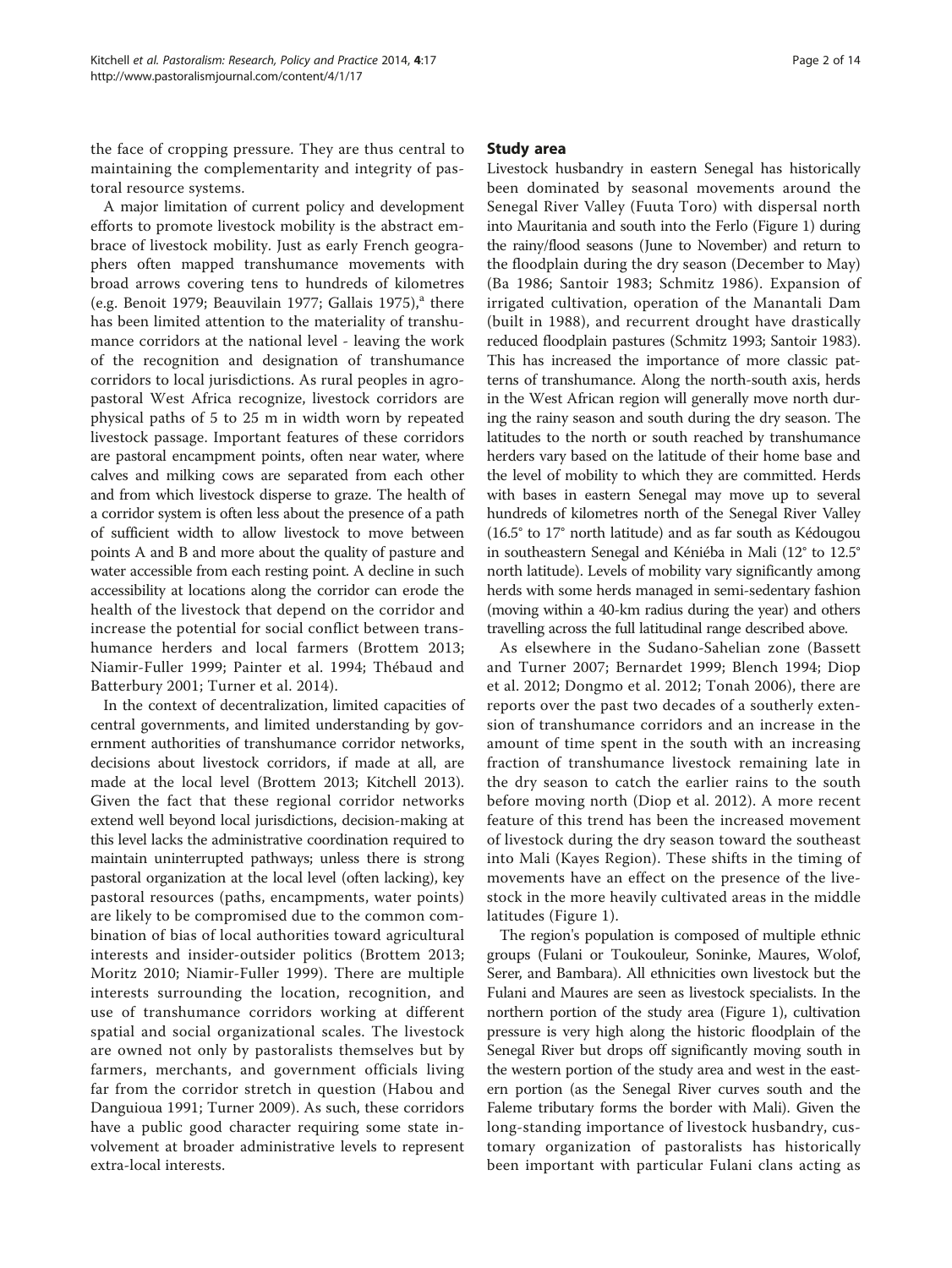the face of cropping pressure. They are thus central to maintaining the complementarity and integrity of pastoral resource systems.

A major limitation of current policy and development efforts to promote livestock mobility is the abstract embrace of livestock mobility. Just as early French geographers often mapped transhumance movements with broad arrows covering tens to hundreds of kilometres (e.g. Benoit 1979; Beauvilain 1977; Gallais 1975),[a] there has been limited attention to the materiality of transhumance corridors at the national level - leaving the work of the recognition and designation of transhumance corridors to local jurisdictions. As rural peoples in agropastoral West Africa recognize, livestock corridors are physical paths of 5 to 25 m in width worn by repeated livestock passage. Important features of these corridors are pastoral encampment points, often near water, where calves and milking cows are separated from each other and from which livestock disperse to graze. The health of a corridor system is often less about the presence of a path of sufficient width to allow livestock to move between points A and B and more about the quality of pasture and water accessible from each resting point. A decline in such accessibility at locations along the corridor can erode the health of the livestock that depend on the corridor and increase the potential for social conflict between transhumance herders and local farmers (Brottem 2013; Niamir-Fuller 1999; Painter et al. 1994; Thébaud and Batterbury 2001; Turner et al. 2014).

In the context of decentralization, limited capacities of central governments, and limited understanding by government authorities of transhumance corridor networks, decisions about livestock corridors, if made at all, are made at the local level (Brottem 2013; Kitchell 2013). Given the fact that these regional corridor networks extend well beyond local jurisdictions, decision-making at this level lacks the administrative coordination required to maintain uninterrupted pathways; unless there is strong pastoral organization at the local level (often lacking), key pastoral resources (paths, encampments, water points) are likely to be compromised due to the common combination of bias of local authorities toward agricultural interests and insider-outsider politics (Brottem 2013; Moritz 2010; Niamir-Fuller 1999). There are multiple interests surrounding the location, recognition, and use of transhumance corridors working at different spatial and social organizational scales. The livestock are owned not only by pastoralists themselves but by farmers, merchants, and government officials living far from the corridor stretch in question (Habou and Danguioua 1991; Turner 2009). As such, these corridors have a public good character requiring some state involvement at broader administrative levels to represent extra-local interests.

## Study area

Livestock husbandry in eastern Senegal has historically been dominated by seasonal movements around the Senegal River Valley (Fuuta Toro) with dispersal north into Mauritania and south into the Ferlo (Figure 1) during the rainy/flood seasons (June to November) and return to the floodplain during the dry season (December to May) (Ba 1986; Santoir 1983; Schmitz 1986). Expansion of irrigated cultivation, operation of the Manantali Dam (built in 1988), and recurrent drought have drastically reduced floodplain pastures (Schmitz 1993; Santoir 1983). This has increased the importance of more classic patterns of transhumance. Along the north-south axis, herds in the West African region will generally move north during the rainy season and south during the dry season. The latitudes to the north or south reached by transhumance herders vary based on the latitude of their home base and the level of mobility to which they are committed. Herds with bases in eastern Senegal may move up to several hundreds of kilometres north of the Senegal River Valley (16.5° to 17° north latitude) and as far south as Kédougou in southeastern Senegal and Kéniéba in Mali (12° to 12.5° north latitude). Levels of mobility vary significantly among herds with some herds managed in semi-sedentary fashion (moving within a 40-km radius during the year) and others travelling across the full latitudinal range described above.

As elsewhere in the Sudano-Sahelian zone (Bassett and Turner 2007; Bernardet 1999; Blench 1994; Diop et al. 2012; Dongmo et al. 2012; Tonah 2006), there are reports over the past two decades of a southerly extension of transhumance corridors and an increase in the amount of time spent in the south with an increasing fraction of transhumance livestock remaining late in the dry season to catch the earlier rains to the south before moving north (Diop et al. 2012). A more recent feature of this trend has been the increased movement of livestock during the dry season toward the southeast into Mali (Kayes Region). These shifts in the timing of movements have an effect on the presence of the livestock in the more heavily cultivated areas in the middle latitudes (Figure 1).

The region's population is composed of multiple ethnic groups (Fulani or Toukouleur, Soninke, Maures, Wolof, Serer, and Bambara). All ethnicities own livestock but the Fulani and Maures are seen as livestock specialists. In the northern portion of the study area (Figure 1), cultivation pressure is very high along the historic floodplain of the Senegal River but drops off significantly moving south in the western portion of the study area and west in the eastern portion (as the Senegal River curves south and the Faleme tributary forms the border with Mali). Given the long-standing importance of livestock husbandry, customary organization of pastoralists has historically been important with particular Fulani clans acting as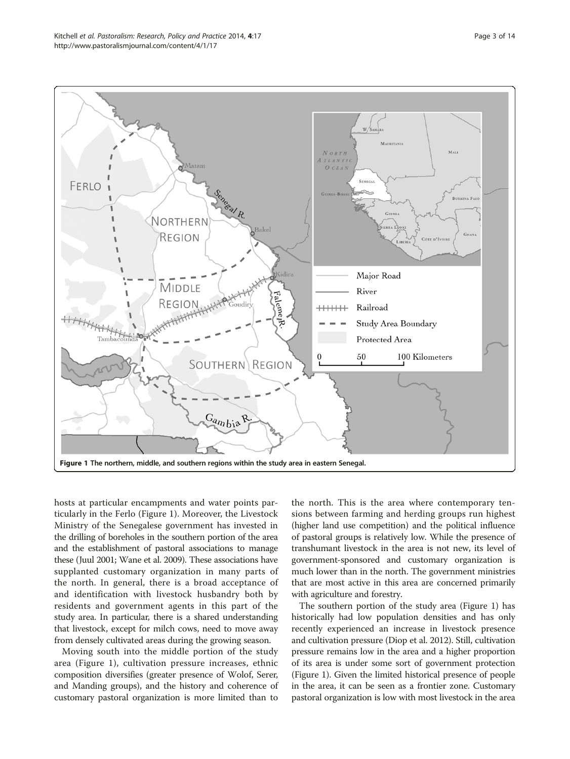Figure 1 The northern, middle, and southern regions within the study area in eastern Senegal.

hosts at particular encampments and water points particularly in the Ferlo (Figure 1). Moreover, the Livestock Ministry of the Senegalese government has invested in the drilling of boreholes in the southern portion of the area and the establishment of pastoral associations to manage these (Juul 2001; Wane et al. 2009). These associations have supplanted customary organization in many parts of the north. In general, there is a broad acceptance of and identification with livestock husbandry both by residents and government agents in this part of the study area. In particular, there is a shared understanding that livestock, except for milch cows, need to move away from densely cultivated areas during the growing season.

Moving south into the middle portion of the study area (Figure 1), cultivation pressure increases, ethnic composition diversifies (greater presence of Wolof, Serer, and Manding groups), and the history and coherence of customary pastoral organization is more limited than to the north. This is the area where contemporary tensions between farming and herding groups run highest (higher land use competition) and the political influence of pastoral groups is relatively low. While the presence of transhumant livestock in the area is not new, its level of government-sponsored and customary organization is much lower than in the north. The government ministries that are most active in this area are concerned primarily with agriculture and forestry.

The southern portion of the study area (Figure 1) has historically had low population densities and has only recently experienced an increase in livestock presence and cultivation pressure (Diop et al. 2012). Still, cultivation pressure remains low in the area and a higher proportion of its area is under some sort of government protection (Figure 1). Given the limited historical presence of people in the area, it can be seen as a frontier zone. Customary pastoral organization is low with most livestock in the area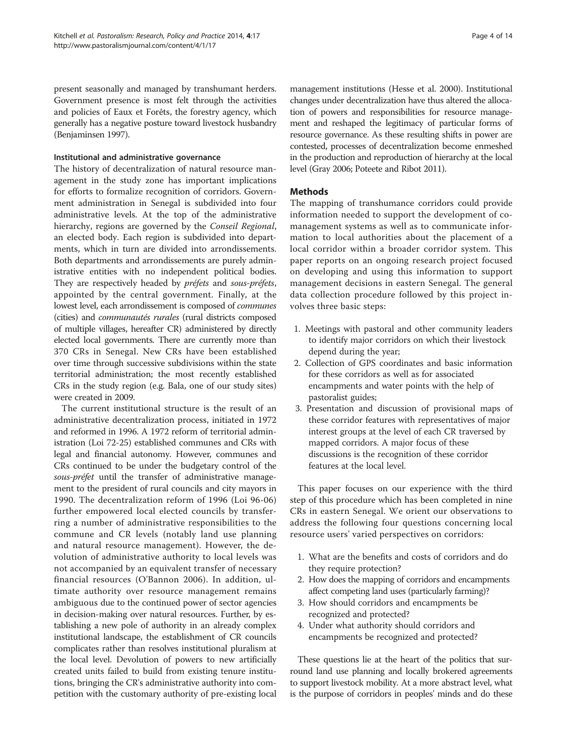present seasonally and managed by transhumant herders. Government presence is most felt through the activities and policies of Eaux et Forêts, the forestry agency, which generally has a negative posture toward livestock husbandry (Benjaminsen 1997).

#### Institutional and administrative governance

The history of decentralization of natural resource management in the study zone has important implications for efforts to formalize recognition of corridors. Government administration in Senegal is subdivided into four administrative levels. At the top of the administrative hierarchy, regions are governed by the *Conseil Regional*, an elected body. Each region is subdivided into departments, which in turn are divided into arrondissements. Both departments and arrondissements are purely administrative entities with no independent political bodies. They are respectively headed by *préfets* and *sous-préfets*, appointed by the central government. Finally, at the lowest level, each arrondissement is composed of *communes* (cities) and *communautés rurales* (rural districts composed of multiple villages, hereafter CR) administered by directly elected local governments. There are currently more than 370 CRs in Senegal. New CRs have been established over time through successive subdivisions within the state territorial administration; the most recently established CRs in the study region (e.g. Bala, one of our study sites) were created in 2009.

The current institutional structure is the result of an administrative decentralization process, initiated in 1972 and reformed in 1996. A 1972 reform of territorial administration (Loi 72-25) established communes and CRs with legal and financial autonomy. However, communes and CRs continued to be under the budgetary control of the *sous-préfet* until the transfer of administrative management to the president of rural councils and city mayors in 1990. The decentralization reform of 1996 (Loi 96-06) further empowered local elected councils by transferring a number of administrative responsibilities to the commune and CR levels (notably land use planning and natural resource management). However, the devolution of administrative authority to local levels was not accompanied by an equivalent transfer of necessary financial resources (O'Bannon 2006). In addition, ultimate authority over resource management remains ambiguous due to the continued power of sector agencies in decision-making over natural resources. Further, by establishing a new pole of authority in an already complex institutional landscape, the establishment of CR councils complicates rather than resolves institutional pluralism at the local level. Devolution of powers to new artificially created units failed to build from existing tenure institutions, bringing the CR's administrative authority into competition with the customary authority of pre-existing local management institutions (Hesse et al. 2000). Institutional changes under decentralization have thus altered the allocation of powers and responsibilities for resource management and reshaped the legitimacy of particular forms of resource governance. As these resulting shifts in power are contested, processes of decentralization become enmeshed in the production and reproduction of hierarchy at the local level (Gray 2006; Poteete and Ribot 2011).

## Methods

The mapping of transhumance corridors could provide information needed to support the development of co-management systems as well as to communicate information to local authorities about the placement of a local corridor within a broader corridor system. This paper reports on an ongoing research project focused on developing and using this information to support management decisions in eastern Senegal. The general data collection procedure followed by this project involves three basic steps:

1. Meetings with pastoral and other community leaders to identify major corridors on which their livestock depend during the year;
2. Collection of GPS coordinates and basic information for these corridors as well as for associated encampments and water points with the help of pastoralist guides;
3. Presentation and discussion of provisional maps of these corridor features with representatives of major interest groups at the level of each CR traversed by mapped corridors. A major focus of these discussions is the recognition of these corridor features at the local level.

This paper focuses on our experience with the third step of this procedure which has been completed in nine CRs in eastern Senegal. We orient our observations to address the following four questions concerning local resource users' varied perspectives on corridors:

1. What are the benefits and costs of corridors and do they require protection?
2. How does the mapping of corridors and encampments affect competing land uses (particularly farming)?
3. How should corridors and encampments be recognized and protected?
4. Under what authority should corridors and encampments be recognized and protected?

These questions lie at the heart of the politics that surround land use planning and locally brokered agreements to support livestock mobility. At a more abstract level, what is the purpose of corridors in peoples' minds and do these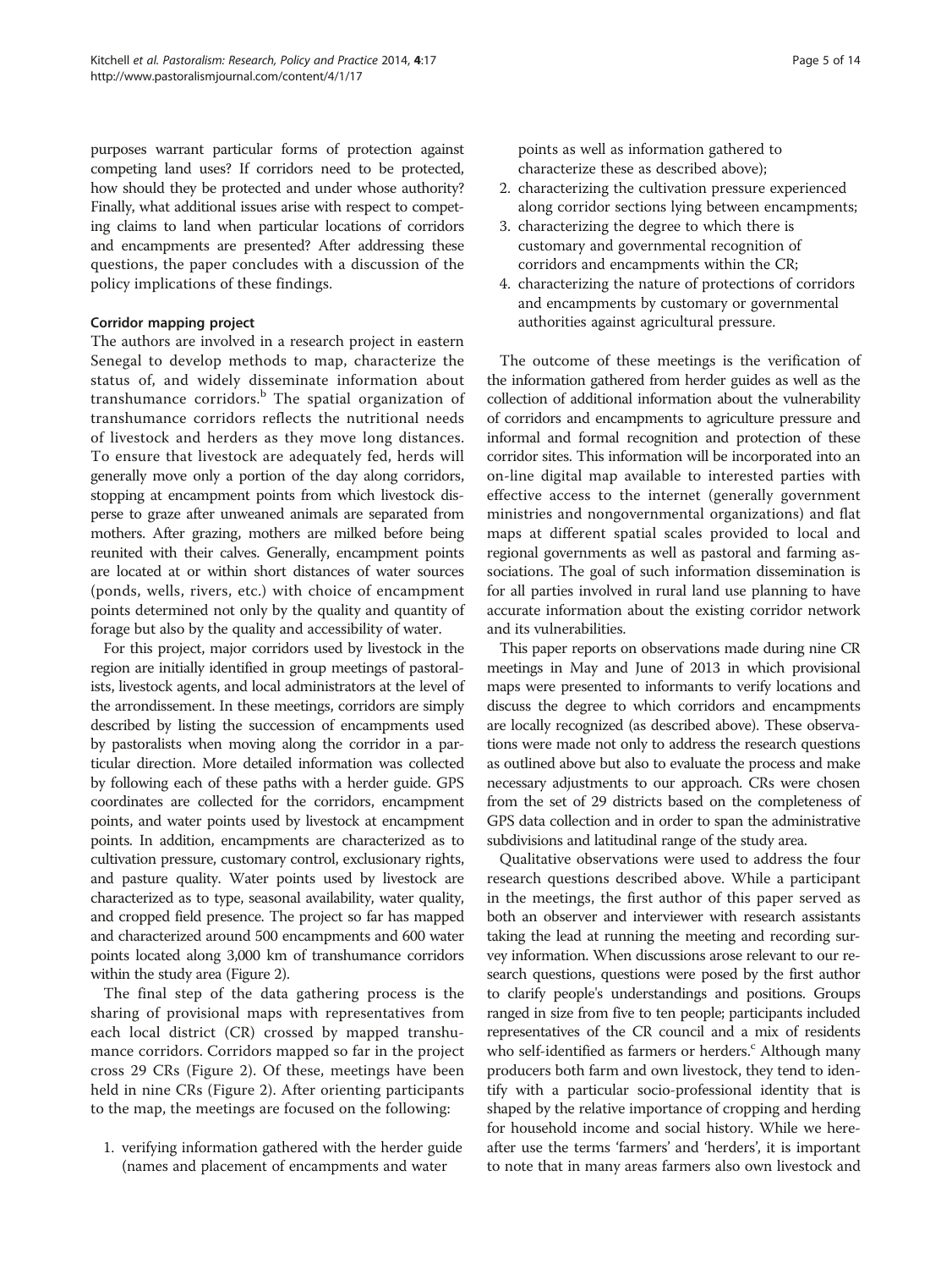purposes warrant particular forms of protection against competing land uses? If corridors need to be protected, how should they be protected and under whose authority? Finally, what additional issues arise with respect to competing claims to land when particular locations of corridors and encampments are presented? After addressing these questions, the paper concludes with a discussion of the policy implications of these findings.

### Corridor mapping project

The authors are involved in a research project in eastern Senegal to develop methods to map, characterize the status of, and widely disseminate information about transhumance corridors.[b] The spatial organization of transhumance corridors reflects the nutritional needs of livestock and herders as they move long distances. To ensure that livestock are adequately fed, herds will generally move only a portion of the day along corridors, stopping at encampment points from which livestock disperse to graze after unweaned animals are separated from mothers. After grazing, mothers are milked before being reunited with their calves. Generally, encampment points are located at or within short distances of water sources (ponds, wells, rivers, etc.) with choice of encampment points determined not only by the quality and quantity of forage but also by the quality and accessibility of water.

For this project, major corridors used by livestock in the region are initially identified in group meetings of pastoralists, livestock agents, and local administrators at the level of the arrondissement. In these meetings, corridors are simply described by listing the succession of encampments used by pastoralists when moving along the corridor in a particular direction. More detailed information was collected by following each of these paths with a herder guide. GPS coordinates are collected for the corridors, encampment points, and water points used by livestock at encampment points. In addition, encampments are characterized as to cultivation pressure, customary control, exclusionary rights, and pasture quality. Water points used by livestock are characterized as to type, seasonal availability, water quality, and cropped field presence. The project so far has mapped and characterized around 500 encampments and 600 water points located along 3,000 km of transhumance corridors within the study area (Figure 2).

The final step of the data gathering process is the sharing of provisional maps with representatives from each local district (CR) crossed by mapped transhumance corridors. Corridors mapped so far in the project cross 29 CRs (Figure 2). Of these, meetings have been held in nine CRs (Figure 2). After orienting participants to the map, the meetings are focused on the following:

1. verifying information gathered with the herder guide (names and placement of encampments and water points as well as information gathered to characterize these as described above);
2. characterizing the cultivation pressure experienced along corridor sections lying between encampments;
3. characterizing the degree to which there is customary and governmental recognition of corridors and encampments within the CR;
4. characterizing the nature of protections of corridors and encampments by customary or governmental authorities against agricultural pressure.

The outcome of these meetings is the verification of the information gathered from herder guides as well as the collection of additional information about the vulnerability of corridors and encampments to agriculture pressure and informal and formal recognition and protection of these corridor sites. This information will be incorporated into an on-line digital map available to interested parties with effective access to the internet (generally government ministries and nongovernmental organizations) and flat maps at different spatial scales provided to local and regional governments as well as pastoral and farming associations. The goal of such information dissemination is for all parties involved in rural land use planning to have accurate information about the existing corridor network and its vulnerabilities.

This paper reports on observations made during nine CR meetings in May and June of 2013 in which provisional maps were presented to informants to verify locations and discuss the degree to which corridors and encampments are locally recognized (as described above). These observations were made not only to address the research questions as outlined above but also to evaluate the process and make necessary adjustments to our approach. CRs were chosen from the set of 29 districts based on the completeness of GPS data collection and in order to span the administrative subdivisions and latitudinal range of the study area.

Qualitative observations were used to address the four research questions described above. While a participant in the meetings, the first author of this paper served as both an observer and interviewer with research assistants taking the lead at running the meeting and recording survey information. When discussions arose relevant to our research questions, questions were posed by the first author to clarify people's understandings and positions. Groups ranged in size from five to ten people; participants included representatives of the CR council and a mix of residents who self-identified as farmers or herders.[c] Although many producers both farm and own livestock, they tend to identify with a particular socio-professional identity that is shaped by the relative importance of cropping and herding for household income and social history. While we hereafter use the terms 'farmers' and 'herders', it is important to note that in many areas farmers also own livestock and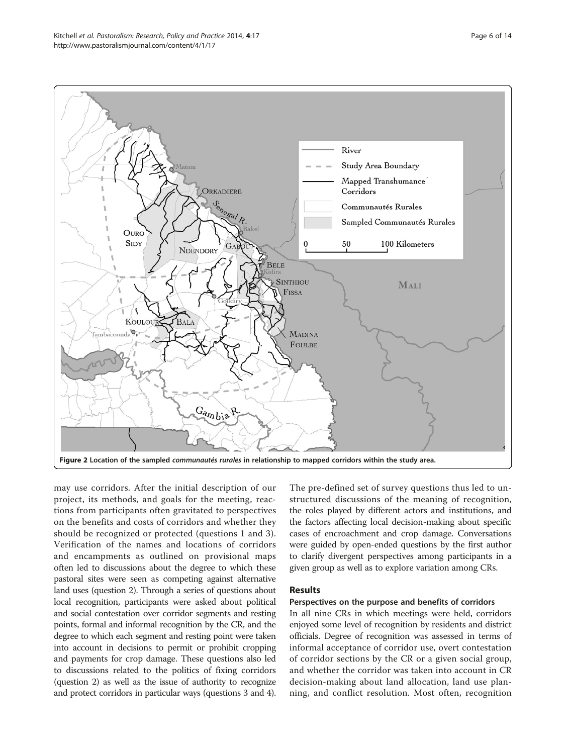Figure 2 Location of the sampled *communautés rurales* in relationship to mapped corridors within the study area.

may use corridors. After the initial description of our project, its methods, and goals for the meeting, reactions from participants often gravitated to perspectives on the benefits and costs of corridors and whether they should be recognized or protected (questions 1 and 3). Verification of the names and locations of corridors and encampments as outlined on provisional maps often led to discussions about the degree to which these pastoral sites were seen as competing against alternative land uses (question 2). Through a series of questions about local recognition, participants were asked about political and social contestation over corridor segments and resting points, formal and informal recognition by the CR, and the degree to which each segment and resting point were taken into account in decisions to permit or prohibit cropping and payments for crop damage. These questions also led to discussions related to the politics of fixing corridors (question 2) as well as the issue of authority to recognize and protect corridors in particular ways (questions 3 and 4). The pre-defined set of survey questions thus led to unstructured discussions of the meaning of recognition, the roles played by different actors and institutions, and the factors affecting local decision-making about specific cases of encroachment and crop damage. Conversations were guided by open-ended questions by the first author to clarify divergent perspectives among participants in a given group as well as to explore variation among CRs.

## Results

### Perspectives on the purpose and benefits of corridors

In all nine CRs in which meetings were held, corridors enjoyed some level of recognition by residents and district officials. Degree of recognition was assessed in terms of informal acceptance of corridor use, overt contestation of corridor sections by the CR or a given social group, and whether the corridor was taken into account in CR decision-making about land allocation, land use planning, and conflict resolution. Most often, recognition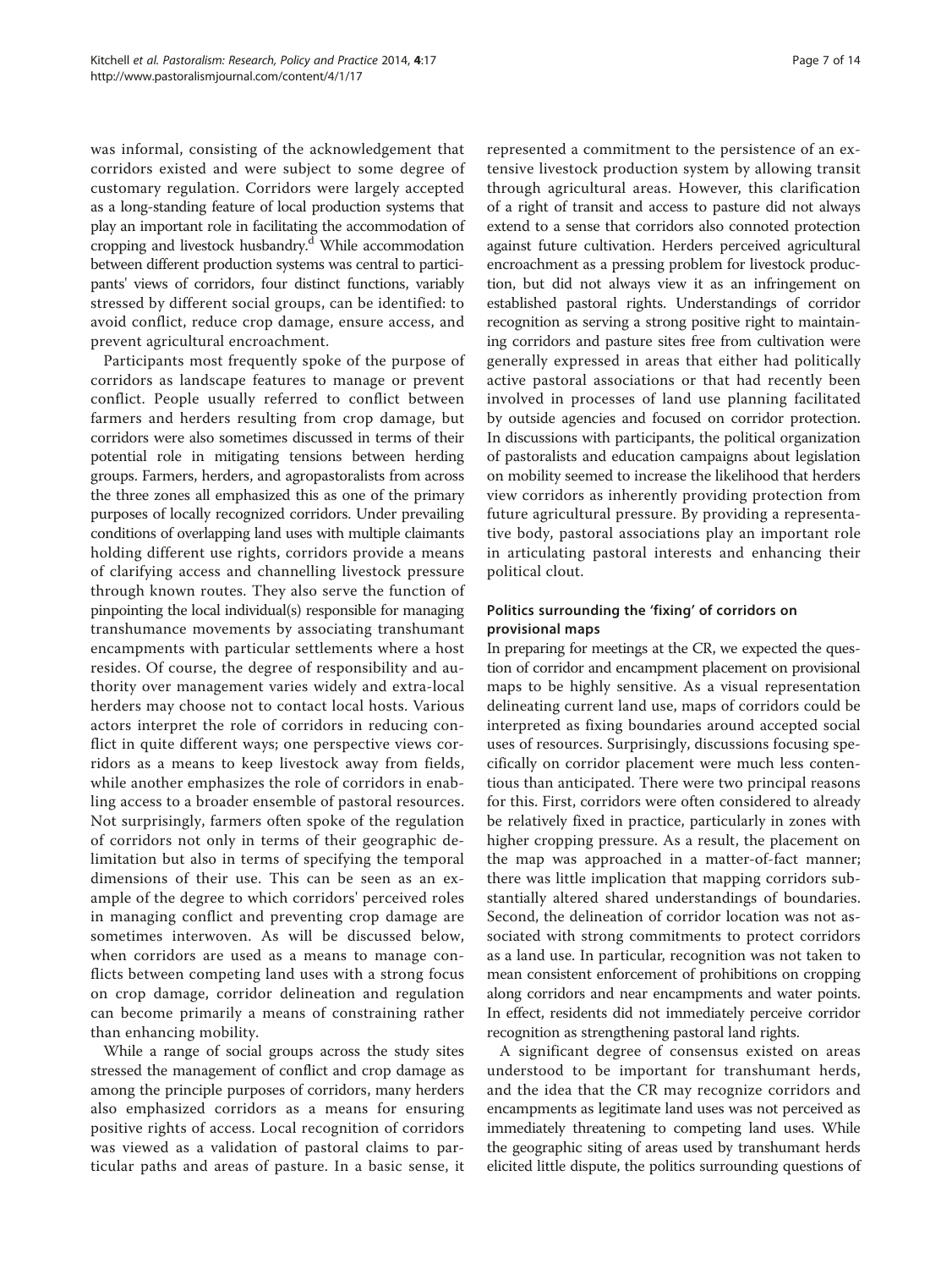was informal, consisting of the acknowledgement that corridors existed and were subject to some degree of customary regulation. Corridors were largely accepted as a long-standing feature of local production systems that play an important role in facilitating the accommodation of cropping and livestock husbandry.[d] While accommodation between different production systems was central to participants' views of corridors, four distinct functions, variably stressed by different social groups, can be identified: to avoid conflict, reduce crop damage, ensure access, and prevent agricultural encroachment.

Participants most frequently spoke of the purpose of corridors as landscape features to manage or prevent conflict. People usually referred to conflict between farmers and herders resulting from crop damage, but corridors were also sometimes discussed in terms of their potential role in mitigating tensions between herding groups. Farmers, herders, and agropastoralists from across the three zones all emphasized this as one of the primary purposes of locally recognized corridors. Under prevailing conditions of overlapping land uses with multiple claimants holding different use rights, corridors provide a means of clarifying access and channelling livestock pressure through known routes. They also serve the function of pinpointing the local individual(s) responsible for managing transhumance movements by associating transhumant encampments with particular settlements where a host resides. Of course, the degree of responsibility and authority over management varies widely and extra-local herders may choose not to contact local hosts. Various actors interpret the role of corridors in reducing conflict in quite different ways; one perspective views corridors as a means to keep livestock away from fields, while another emphasizes the role of corridors in enabling access to a broader ensemble of pastoral resources. Not surprisingly, farmers often spoke of the regulation of corridors not only in terms of their geographic delimitation but also in terms of specifying the temporal dimensions of their use. This can be seen as an example of the degree to which corridors' perceived roles in managing conflict and preventing crop damage are sometimes interwoven. As will be discussed below, when corridors are used as a means to manage conflicts between competing land uses with a strong focus on crop damage, corridor delineation and regulation can become primarily a means of constraining rather than enhancing mobility.

While a range of social groups across the study sites stressed the management of conflict and crop damage as among the principle purposes of corridors, many herders also emphasized corridors as a means for ensuring positive rights of access. Local recognition of corridors was viewed as a validation of pastoral claims to particular paths and areas of pasture. In a basic sense, it represented a commitment to the persistence of an extensive livestock production system by allowing transit through agricultural areas. However, this clarification of a right of transit and access to pasture did not always extend to a sense that corridors also connoted protection against future cultivation. Herders perceived agricultural encroachment as a pressing problem for livestock production, but did not always view it as an infringement on established pastoral rights. Understandings of corridor recognition as serving a strong positive right to maintaining corridors and pasture sites free from cultivation were generally expressed in areas that either had politically active pastoral associations or that had recently been involved in processes of land use planning facilitated by outside agencies and focused on corridor protection. In discussions with participants, the political organization of pastoralists and education campaigns about legislation on mobility seemed to increase the likelihood that herders view corridors as inherently providing protection from future agricultural pressure. By providing a representative body, pastoral associations play an important role in articulating pastoral interests and enhancing their political clout.

### Politics surrounding the 'fixing' of corridors on provisional maps

In preparing for meetings at the CR, we expected the question of corridor and encampment placement on provisional maps to be highly sensitive. As a visual representation delineating current land use, maps of corridors could be interpreted as fixing boundaries around accepted social uses of resources. Surprisingly, discussions focusing specifically on corridor placement were much less contentious than anticipated. There were two principal reasons for this. First, corridors were often considered to already be relatively fixed in practice, particularly in zones with higher cropping pressure. As a result, the placement on the map was approached in a matter-of-fact manner; there was little implication that mapping corridors substantially altered shared understandings of boundaries. Second, the delineation of corridor location was not associated with strong commitments to protect corridors as a land use. In particular, recognition was not taken to mean consistent enforcement of prohibitions on cropping along corridors and near encampments and water points. In effect, residents did not immediately perceive corridor recognition as strengthening pastoral land rights.

A significant degree of consensus existed on areas understood to be important for transhumant herds, and the idea that the CR may recognize corridors and encampments as legitimate land uses was not perceived as immediately threatening to competing land uses. While the geographic siting of areas used by transhumant herds elicited little dispute, the politics surrounding questions of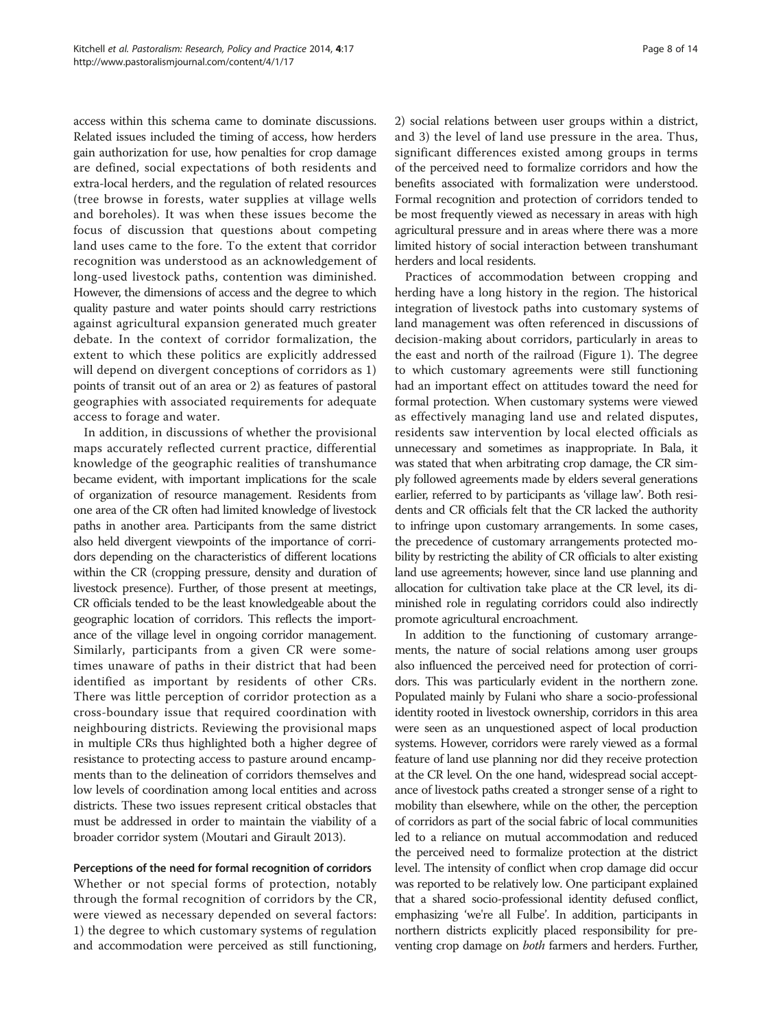access within this schema came to dominate discussions. Related issues included the timing of access, how herders gain authorization for use, how penalties for crop damage are defined, social expectations of both residents and extra-local herders, and the regulation of related resources (tree browse in forests, water supplies at village wells and boreholes). It was when these issues become the focus of discussion that questions about competing land uses came to the fore. To the extent that corridor recognition was understood as an acknowledgement of long-used livestock paths, contention was diminished. However, the dimensions of access and the degree to which quality pasture and water points should carry restrictions against agricultural expansion generated much greater debate. In the context of corridor formalization, the extent to which these politics are explicitly addressed will depend on divergent conceptions of corridors as 1) points of transit out of an area or 2) as features of pastoral geographies with associated requirements for adequate access to forage and water.

In addition, in discussions of whether the provisional maps accurately reflected current practice, differential knowledge of the geographic realities of transhumance became evident, with important implications for the scale of organization of resource management. Residents from one area of the CR often had limited knowledge of livestock paths in another area. Participants from the same district also held divergent viewpoints of the importance of corridors depending on the characteristics of different locations within the CR (cropping pressure, density and duration of livestock presence). Further, of those present at meetings, CR officials tended to be the least knowledgeable about the geographic location of corridors. This reflects the importance of the village level in ongoing corridor management. Similarly, participants from a given CR were sometimes unaware of paths in their district that had been identified as important by residents of other CRs. There was little perception of corridor protection as a cross-boundary issue that required coordination with neighbouring districts. Reviewing the provisional maps in multiple CRs thus highlighted both a higher degree of resistance to protecting access to pasture around encampments than to the delineation of corridors themselves and low levels of coordination among local entities and across districts. These two issues represent critical obstacles that must be addressed in order to maintain the viability of a broader corridor system (Moutari and Girault 2013).

#### Perceptions of the need for formal recognition of corridors

Whether or not special forms of protection, notably through the formal recognition of corridors by the CR, were viewed as necessary depended on several factors: 1) the degree to which customary systems of regulation and accommodation were perceived as still functioning, 2) social relations between user groups within a district, and 3) the level of land use pressure in the area. Thus, significant differences existed among groups in terms of the perceived need to formalize corridors and how the benefits associated with formalization were understood. Formal recognition and protection of corridors tended to be most frequently viewed as necessary in areas with high agricultural pressure and in areas where there was a more limited history of social interaction between transhumant herders and local residents.

Practices of accommodation between cropping and herding have a long history in the region. The historical integration of livestock paths into customary systems of land management was often referenced in discussions of decision-making about corridors, particularly in areas to the east and north of the railroad (Figure 1). The degree to which customary agreements were still functioning had an important effect on attitudes toward the need for formal protection. When customary systems were viewed as effectively managing land use and related disputes, residents saw intervention by local elected officials as unnecessary and sometimes as inappropriate. In Bala, it was stated that when arbitrating crop damage, the CR simply followed agreements made by elders several generations earlier, referred to by participants as 'village law'. Both residents and CR officials felt that the CR lacked the authority to infringe upon customary arrangements. In some cases, the precedence of customary arrangements protected mobility by restricting the ability of CR officials to alter existing land use agreements; however, since land use planning and allocation for cultivation take place at the CR level, its diminished role in regulating corridors could also indirectly promote agricultural encroachment.

In addition to the functioning of customary arrangements, the nature of social relations among user groups also influenced the perceived need for protection of corridors. This was particularly evident in the northern zone. Populated mainly by Fulani who share a socio-professional identity rooted in livestock ownership, corridors in this area were seen as an unquestioned aspect of local production systems. However, corridors were rarely viewed as a formal feature of land use planning nor did they receive protection at the CR level. On the one hand, widespread social acceptance of livestock paths created a stronger sense of a right to mobility than elsewhere, while on the other, the perception of corridors as part of the social fabric of local communities led to a reliance on mutual accommodation and reduced the perceived need to formalize protection at the district level. The intensity of conflict when crop damage did occur was reported to be relatively low. One participant explained that a shared socio-professional identity defused conflict, emphasizing 'we're all Fulbe'. In addition, participants in northern districts explicitly placed responsibility for preventing crop damage on *both* farmers and herders. Further,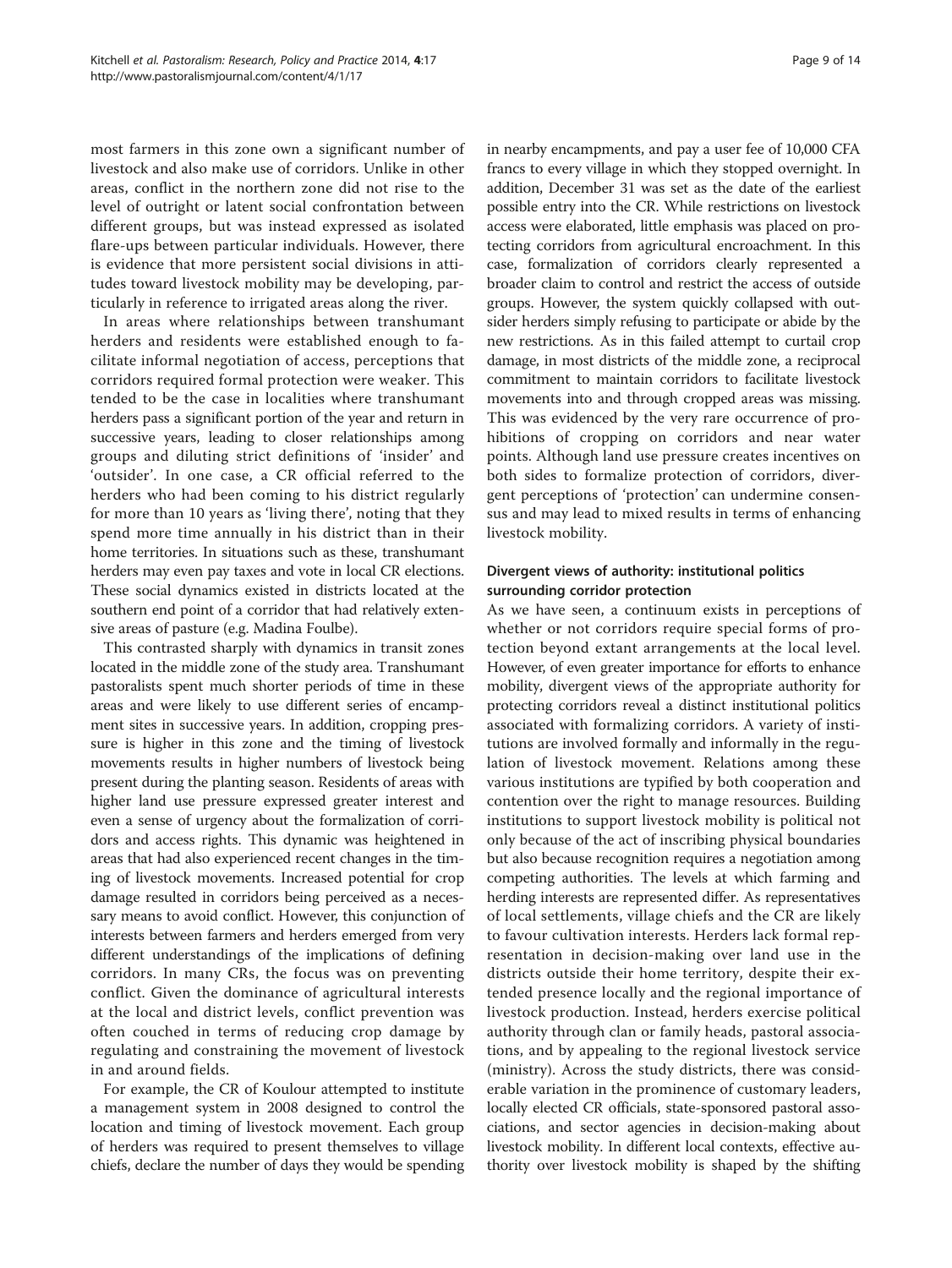most farmers in this zone own a significant number of livestock and also make use of corridors. Unlike in other areas, conflict in the northern zone did not rise to the level of outright or latent social confrontation between different groups, but was instead expressed as isolated flare-ups between particular individuals. However, there is evidence that more persistent social divisions in attitudes toward livestock mobility may be developing, particularly in reference to irrigated areas along the river.

In areas where relationships between transhumant herders and residents were established enough to facilitate informal negotiation of access, perceptions that corridors required formal protection were weaker. This tended to be the case in localities where transhumant herders pass a significant portion of the year and return in successive years, leading to closer relationships among groups and diluting strict definitions of 'insider' and 'outsider'. In one case, a CR official referred to the herders who had been coming to his district regularly for more than 10 years as 'living there', noting that they spend more time annually in his district than in their home territories. In situations such as these, transhumant herders may even pay taxes and vote in local CR elections. These social dynamics existed in districts located at the southern end point of a corridor that had relatively extensive areas of pasture (e.g. Madina Foulbe).

This contrasted sharply with dynamics in transit zones located in the middle zone of the study area. Transhumant pastoralists spent much shorter periods of time in these areas and were likely to use different series of encampment sites in successive years. In addition, cropping pressure is higher in this zone and the timing of livestock movements results in higher numbers of livestock being present during the planting season. Residents of areas with higher land use pressure expressed greater interest and even a sense of urgency about the formalization of corridors and access rights. This dynamic was heightened in areas that had also experienced recent changes in the timing of livestock movements. Increased potential for crop damage resulted in corridors being perceived as a necessary means to avoid conflict. However, this conjunction of interests between farmers and herders emerged from very different understandings of the implications of defining corridors. In many CRs, the focus was on preventing conflict. Given the dominance of agricultural interests at the local and district levels, conflict prevention was often couched in terms of reducing crop damage by regulating and constraining the movement of livestock in and around fields.

For example, the CR of Koulour attempted to institute a management system in 2008 designed to control the location and timing of livestock movement. Each group of herders was required to present themselves to village chiefs, declare the number of days they would be spending in nearby encampments, and pay a user fee of 10,000 CFA francs to every village in which they stopped overnight. In addition, December 31 was set as the date of the earliest possible entry into the CR. While restrictions on livestock access were elaborated, little emphasis was placed on protecting corridors from agricultural encroachment. In this case, formalization of corridors clearly represented a broader claim to control and restrict the access of outside groups. However, the system quickly collapsed with outsider herders simply refusing to participate or abide by the new restrictions. As in this failed attempt to curtail crop damage, in most districts of the middle zone, a reciprocal commitment to maintain corridors to facilitate livestock movements into and through cropped areas was missing. This was evidenced by the very rare occurrence of prohibitions of cropping on corridors and near water points. Although land use pressure creates incentives on both sides to formalize protection of corridors, divergent perceptions of 'protection' can undermine consensus and may lead to mixed results in terms of enhancing livestock mobility.

### Divergent views of authority: institutional politics surrounding corridor protection

As we have seen, a continuum exists in perceptions of whether or not corridors require special forms of protection beyond extant arrangements at the local level. However, of even greater importance for efforts to enhance mobility, divergent views of the appropriate authority for protecting corridors reveal a distinct institutional politics associated with formalizing corridors. A variety of institutions are involved formally and informally in the regulation of livestock movement. Relations among these various institutions are typified by both cooperation and contention over the right to manage resources. Building institutions to support livestock mobility is political not only because of the act of inscribing physical boundaries but also because recognition requires a negotiation among competing authorities. The levels at which farming and herding interests are represented differ. As representatives of local settlements, village chiefs and the CR are likely to favour cultivation interests. Herders lack formal representation in decision-making over land use in the districts outside their home territory, despite their extended presence locally and the regional importance of livestock production. Instead, herders exercise political authority through clan or family heads, pastoral associations, and by appealing to the regional livestock service (ministry). Across the study districts, there was considerable variation in the prominence of customary leaders, locally elected CR officials, state-sponsored pastoral associations, and sector agencies in decision-making about livestock mobility. In different local contexts, effective authority over livestock mobility is shaped by the shifting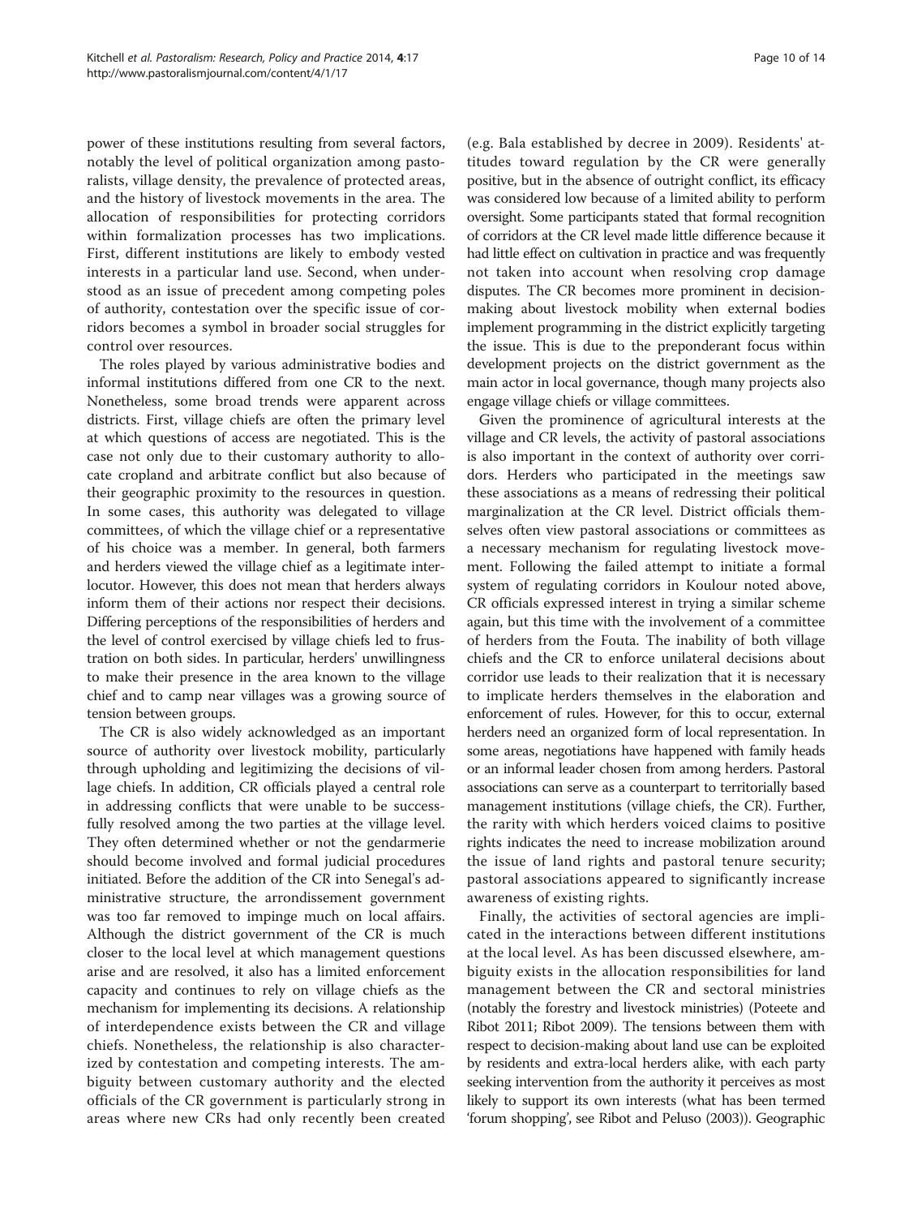power of these institutions resulting from several factors, notably the level of political organization among pastoralists, village density, the prevalence of protected areas, and the history of livestock movements in the area. The allocation of responsibilities for protecting corridors within formalization processes has two implications. First, different institutions are likely to embody vested interests in a particular land use. Second, when understood as an issue of precedent among competing poles of authority, contestation over the specific issue of corridors becomes a symbol in broader social struggles for control over resources.

The roles played by various administrative bodies and informal institutions differed from one CR to the next. Nonetheless, some broad trends were apparent across districts. First, village chiefs are often the primary level at which questions of access are negotiated. This is the case not only due to their customary authority to allocate cropland and arbitrate conflict but also because of their geographic proximity to the resources in question. In some cases, this authority was delegated to village committees, of which the village chief or a representative of his choice was a member. In general, both farmers and herders viewed the village chief as a legitimate interlocutor. However, this does not mean that herders always inform them of their actions nor respect their decisions. Differing perceptions of the responsibilities of herders and the level of control exercised by village chiefs led to frustration on both sides. In particular, herders' unwillingness to make their presence in the area known to the village chief and to camp near villages was a growing source of tension between groups.

The CR is also widely acknowledged as an important source of authority over livestock mobility, particularly through upholding and legitimizing the decisions of village chiefs. In addition, CR officials played a central role in addressing conflicts that were unable to be successfully resolved among the two parties at the village level. They often determined whether or not the gendarmerie should become involved and formal judicial procedures initiated. Before the addition of the CR into Senegal's administrative structure, the arrondissement government was too far removed to impinge much on local affairs. Although the district government of the CR is much closer to the local level at which management questions arise and are resolved, it also has a limited enforcement capacity and continues to rely on village chiefs as the mechanism for implementing its decisions. A relationship of interdependence exists between the CR and village chiefs. Nonetheless, the relationship is also characterized by contestation and competing interests. The ambiguity between customary authority and the elected officials of the CR government is particularly strong in areas where new CRs had only recently been created (e.g. Bala established by decree in 2009). Residents' attitudes toward regulation by the CR were generally positive, but in the absence of outright conflict, its efficacy was considered low because of a limited ability to perform oversight. Some participants stated that formal recognition of corridors at the CR level made little difference because it had little effect on cultivation in practice and was frequently not taken into account when resolving crop damage disputes. The CR becomes more prominent in decision-making about livestock mobility when external bodies implement programming in the district explicitly targeting the issue. This is due to the preponderant focus within development projects on the district government as the main actor in local governance, though many projects also engage village chiefs or village committees.

Given the prominence of agricultural interests at the village and CR levels, the activity of pastoral associations is also important in the context of authority over corridors. Herders who participated in the meetings saw these associations as a means of redressing their political marginalization at the CR level. District officials themselves often view pastoral associations or committees as a necessary mechanism for regulating livestock movement. Following the failed attempt to initiate a formal system of regulating corridors in Koulour noted above, CR officials expressed interest in trying a similar scheme again, but this time with the involvement of a committee of herders from the Fouta. The inability of both village chiefs and the CR to enforce unilateral decisions about corridor use leads to their realization that it is necessary to implicate herders themselves in the elaboration and enforcement of rules. However, for this to occur, external herders need an organized form of local representation. In some areas, negotiations have happened with family heads or an informal leader chosen from among herders. Pastoral associations can serve as a counterpart to territorially based management institutions (village chiefs, the CR). Further, the rarity with which herders voiced claims to positive rights indicates the need to increase mobilization around the issue of land rights and pastoral tenure security; pastoral associations appeared to significantly increase awareness of existing rights.

Finally, the activities of sectoral agencies are implicated in the interactions between different institutions at the local level. As has been discussed elsewhere, ambiguity exists in the allocation responsibilities for land management between the CR and sectoral ministries (notably the forestry and livestock ministries) (Poteete and Ribot 2011; Ribot 2009). The tensions between them with respect to decision-making about land use can be exploited by residents and extra-local herders alike, with each party seeking intervention from the authority it perceives as most likely to support its own interests (what has been termed 'forum shopping', see Ribot and Peluso (2003)). Geographic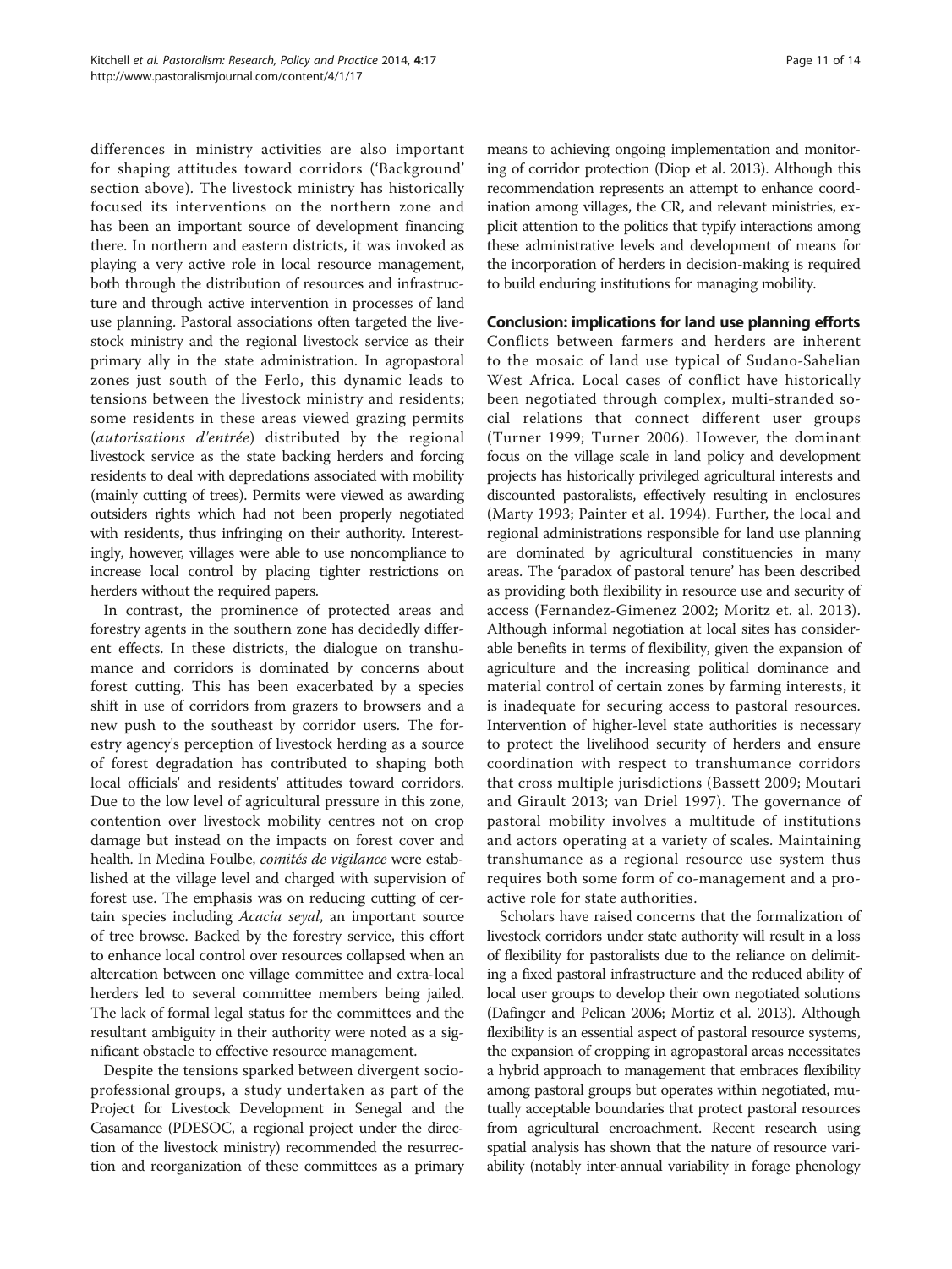differences in ministry activities are also important for shaping attitudes toward corridors ('Background' section above). The livestock ministry has historically focused its interventions on the northern zone and has been an important source of development financing there. In northern and eastern districts, it was invoked as playing a very active role in local resource management, both through the distribution of resources and infrastructure and through active intervention in processes of land use planning. Pastoral associations often targeted the livestock ministry and the regional livestock service as their primary ally in the state administration. In agropastoral zones just south of the Ferlo, this dynamic leads to tensions between the livestock ministry and residents; some residents in these areas viewed grazing permits (*autorisations d'entrée*) distributed by the regional livestock service as the state backing herders and forcing residents to deal with depredations associated with mobility (mainly cutting of trees). Permits were viewed as awarding outsiders rights which had not been properly negotiated with residents, thus infringing on their authority. Interestingly, however, villages were able to use noncompliance to increase local control by placing tighter restrictions on herders without the required papers.

In contrast, the prominence of protected areas and forestry agents in the southern zone has decidedly different effects. In these districts, the dialogue on transhumance and corridors is dominated by concerns about forest cutting. This has been exacerbated by a species shift in use of corridors from grazers to browsers and a new push to the southeast by corridor users. The forestry agency's perception of livestock herding as a source of forest degradation has contributed to shaping both local officials' and residents' attitudes toward corridors. Due to the low level of agricultural pressure in this zone, contention over livestock mobility centres not on crop damage but instead on the impacts on forest cover and health. In Medina Foulbe, *comités de vigilance* were established at the village level and charged with supervision of forest use. The emphasis was on reducing cutting of certain species including *Acacia seyal*, an important source of tree browse. Backed by the forestry service, this effort to enhance local control over resources collapsed when an altercation between one village committee and extra-local herders led to several committee members being jailed. The lack of formal legal status for the committees and the resultant ambiguity in their authority were noted as a significant obstacle to effective resource management.

Despite the tensions sparked between divergent socio-professional groups, a study undertaken as part of the Project for Livestock Development in Senegal and the Casamance (PDESOC, a regional project under the direction of the livestock ministry) recommended the resurrection and reorganization of these committees as a primary means to achieving ongoing implementation and monitoring of corridor protection (Diop et al. 2013). Although this recommendation represents an attempt to enhance coordination among villages, the CR, and relevant ministries, explicit attention to the politics that typify interactions among these administrative levels and development of means for the incorporation of herders in decision-making is required to build enduring institutions for managing mobility.

## Conclusion: implications for land use planning efforts

Conflicts between farmers and herders are inherent to the mosaic of land use typical of Sudano-Sahelian West Africa. Local cases of conflict have historically been negotiated through complex, multi-stranded social relations that connect different user groups (Turner 1999; Turner 2006). However, the dominant focus on the village scale in land policy and development projects has historically privileged agricultural interests and discounted pastoralists, effectively resulting in enclosures (Marty 1993; Painter et al. 1994). Further, the local and regional administrations responsible for land use planning are dominated by agricultural constituencies in many areas. The 'paradox of pastoral tenure' has been described as providing both flexibility in resource use and security of access (Fernandez-Gimenez 2002; Moritz et. al. 2013). Although informal negotiation at local sites has considerable benefits in terms of flexibility, given the expansion of agriculture and the increasing political dominance and material control of certain zones by farming interests, it is inadequate for securing access to pastoral resources. Intervention of higher-level state authorities is necessary to protect the livelihood security of herders and ensure coordination with respect to transhumance corridors that cross multiple jurisdictions (Bassett 2009; Moutari and Girault 2013; van Driel 1997). The governance of pastoral mobility involves a multitude of institutions and actors operating at a variety of scales. Maintaining transhumance as a regional resource use system thus requires both some form of co-management and a proactive role for state authorities.

Scholars have raised concerns that the formalization of livestock corridors under state authority will result in a loss of flexibility for pastoralists due to the reliance on delimiting a fixed pastoral infrastructure and the reduced ability of local user groups to develop their own negotiated solutions (Dafinger and Pelican 2006; Mortiz et al. 2013). Although flexibility is an essential aspect of pastoral resource systems, the expansion of cropping in agropastoral areas necessitates a hybrid approach to management that embraces flexibility among pastoral groups but operates within negotiated, mutually acceptable boundaries that protect pastoral resources from agricultural encroachment. Recent research using spatial analysis has shown that the nature of resource variability (notably inter-annual variability in forage phenology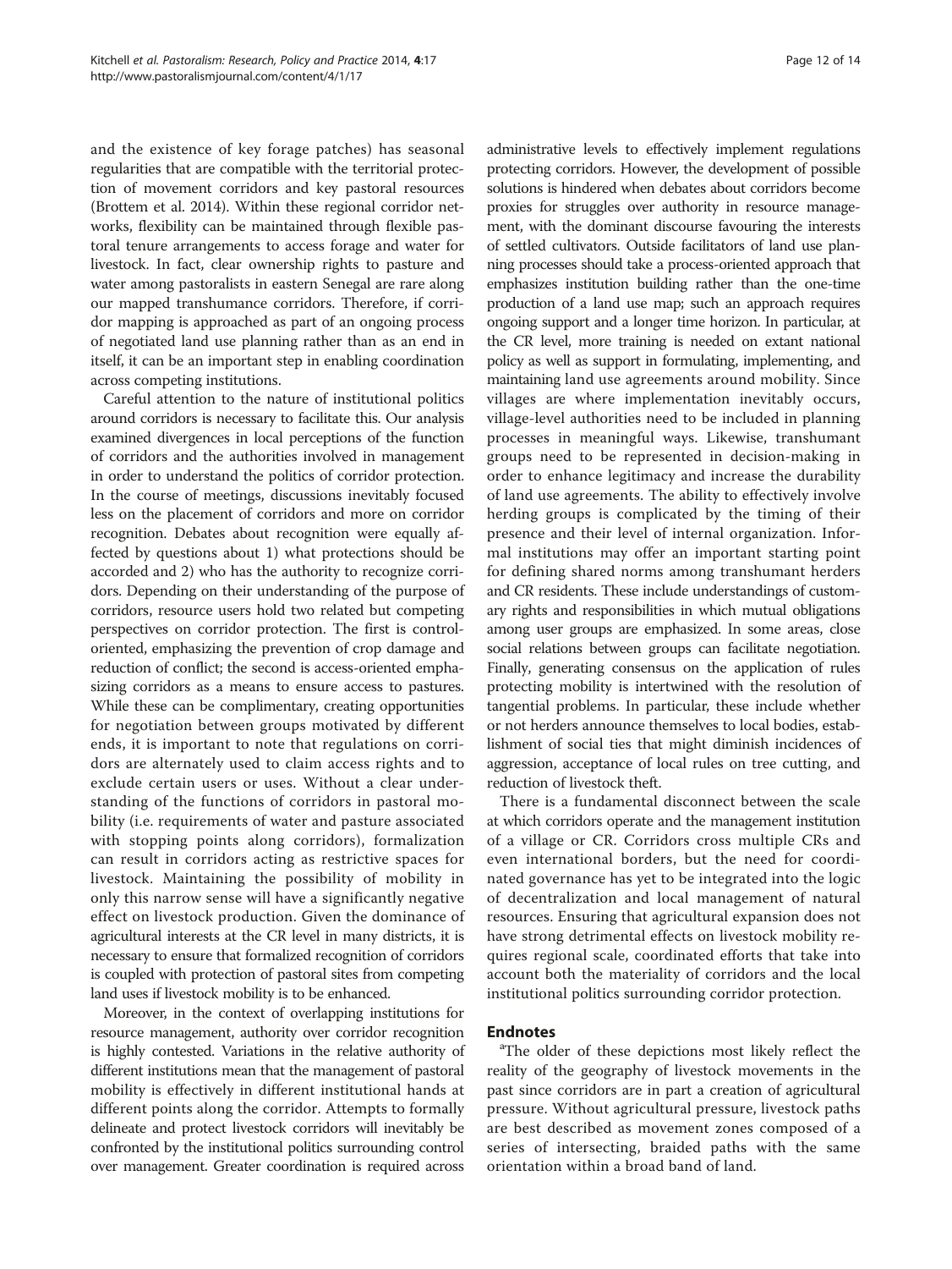and the existence of key forage patches) has seasonal regularities that are compatible with the territorial protection of movement corridors and key pastoral resources (Brottem et al. 2014). Within these regional corridor networks, flexibility can be maintained through flexible pastoral tenure arrangements to access forage and water for livestock. In fact, clear ownership rights to pasture and water among pastoralists in eastern Senegal are rare along our mapped transhumance corridors. Therefore, if corridor mapping is approached as part of an ongoing process of negotiated land use planning rather than as an end in itself, it can be an important step in enabling coordination across competing institutions.

Careful attention to the nature of institutional politics around corridors is necessary to facilitate this. Our analysis examined divergences in local perceptions of the function of corridors and the authorities involved in management in order to understand the politics of corridor protection. In the course of meetings, discussions inevitably focused less on the placement of corridors and more on corridor recognition. Debates about recognition were equally affected by questions about 1) what protections should be accorded and 2) who has the authority to recognize corridors. Depending on their understanding of the purpose of corridors, resource users hold two related but competing perspectives on corridor protection. The first is control-oriented, emphasizing the prevention of crop damage and reduction of conflict; the second is access-oriented emphasizing corridors as a means to ensure access to pastures. While these can be complimentary, creating opportunities for negotiation between groups motivated by different ends, it is important to note that regulations on corridors are alternately used to claim access rights and to exclude certain users or uses. Without a clear understanding of the functions of corridors in pastoral mobility (i.e. requirements of water and pasture associated with stopping points along corridors), formalization can result in corridors acting as restrictive spaces for livestock. Maintaining the possibility of mobility in only this narrow sense will have a significantly negative effect on livestock production. Given the dominance of agricultural interests at the CR level in many districts, it is necessary to ensure that formalized recognition of corridors is coupled with protection of pastoral sites from competing land uses if livestock mobility is to be enhanced.

Moreover, in the context of overlapping institutions for resource management, authority over corridor recognition is highly contested. Variations in the relative authority of different institutions mean that the management of pastoral mobility is effectively in different institutional hands at different points along the corridor. Attempts to formally delineate and protect livestock corridors will inevitably be confronted by the institutional politics surrounding control over management. Greater coordination is required across administrative levels to effectively implement regulations protecting corridors. However, the development of possible solutions is hindered when debates about corridors become proxies for struggles over authority in resource management, with the dominant discourse favouring the interests of settled cultivators. Outside facilitators of land use planning processes should take a process-oriented approach that emphasizes institution building rather than the one-time production of a land use map; such an approach requires ongoing support and a longer time horizon. In particular, at the CR level, more training is needed on extant national policy as well as support in formulating, implementing, and maintaining land use agreements around mobility. Since villages are where implementation inevitably occurs, village-level authorities need to be included in planning processes in meaningful ways. Likewise, transhumant groups need to be represented in decision-making in order to enhance legitimacy and increase the durability of land use agreements. The ability to effectively involve herding groups is complicated by the timing of their presence and their level of internal organization. Informal institutions may offer an important starting point for defining shared norms among transhumant herders and CR residents. These include understandings of customary rights and responsibilities in which mutual obligations among user groups are emphasized. In some areas, close social relations between groups can facilitate negotiation. Finally, generating consensus on the application of rules protecting mobility is intertwined with the resolution of tangential problems. In particular, these include whether or not herders announce themselves to local bodies, establishment of social ties that might diminish incidences of aggression, acceptance of local rules on tree cutting, and reduction of livestock theft.

There is a fundamental disconnect between the scale at which corridors operate and the management institution of a village or CR. Corridors cross multiple CRs and even international borders, but the need for coordinated governance has yet to be integrated into the logic of decentralization and local management of natural resources. Ensuring that agricultural expansion does not have strong detrimental effects on livestock mobility requires regional scale, coordinated efforts that take into account both the materiality of corridors and the local institutional politics surrounding corridor protection.

## Endnotes

[a]The older of these depictions most likely reflect the reality of the geography of livestock movements in the past since corridors are in part a creation of agricultural pressure. Without agricultural pressure, livestock paths are best described as movement zones composed of a series of intersecting, braided paths with the same orientation within a broad band of land.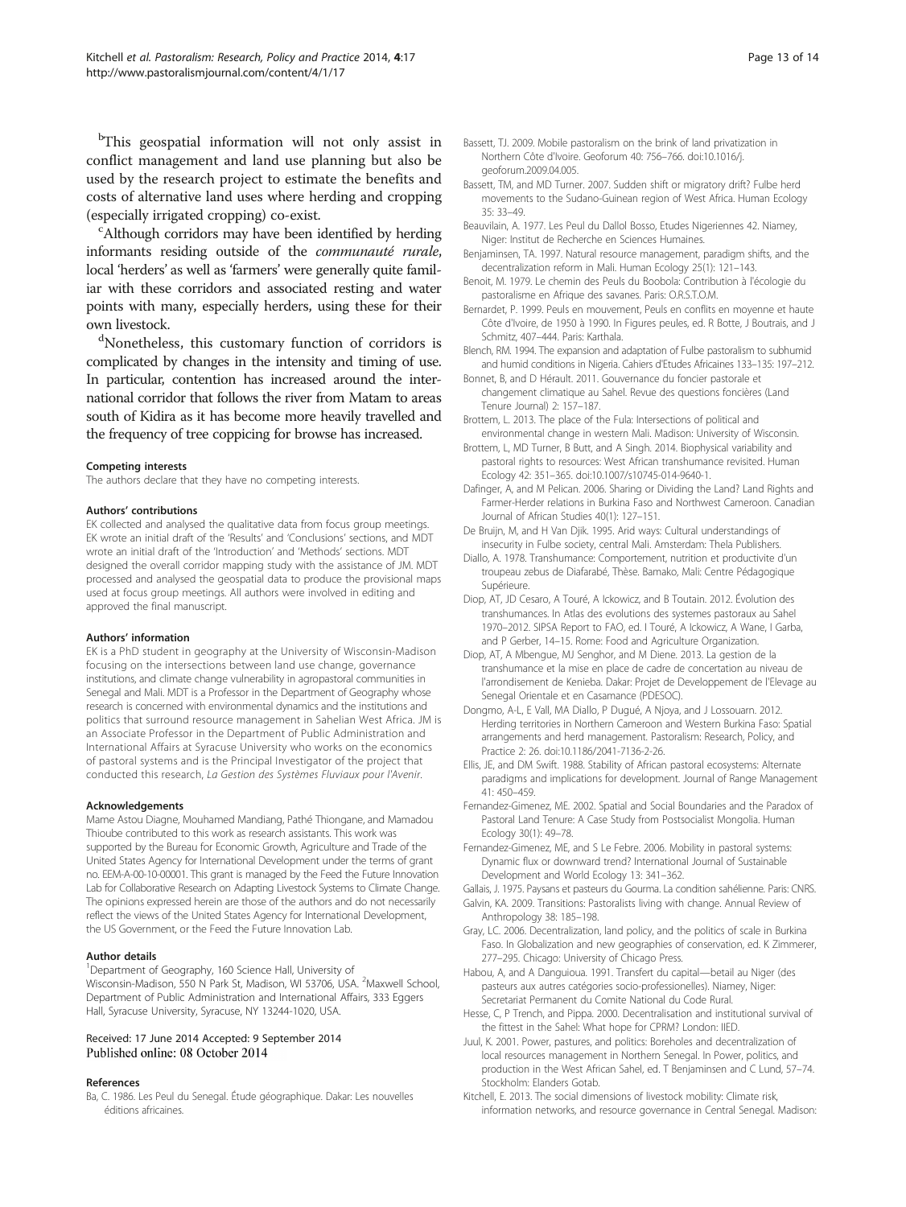[b]This geospatial information will not only assist in conflict management and land use planning but also be used by the research project to estimate the benefits and costs of alternative land uses where herding and cropping (especially irrigated cropping) co-exist.

[c]Although corridors may have been identified by herding informants residing outside of the *communauté rurale*, local 'herders' as well as 'farmers' were generally quite familiar with these corridors and associated resting and water points with many, especially herders, using these for their own livestock.

[d]Nonetheless, this customary function of corridors is complicated by changes in the intensity and timing of use. In particular, contention has increased around the international corridor that follows the river from Matam to areas south of Kidira as it has become more heavily travelled and the frequency of tree coppicing for browse has increased.

#### Competing interests

The authors declare that they have no competing interests.

#### Authors' contributions

EK collected and analysed the qualitative data from focus group meetings. EK wrote an initial draft of the 'Results' and 'Conclusions' sections, and MDT wrote an initial draft of the 'Introduction' and 'Methods' sections. MDT designed the overall corridor mapping study with the assistance of JM. MDT processed and analysed the geospatial data to produce the provisional maps used at focus group meetings. All authors were involved in editing and approved the final manuscript.

#### Authors' information

EK is a PhD student in geography at the University of Wisconsin-Madison focusing on the intersections between land use change, governance institutions, and climate change vulnerability in agropastoral communities in Senegal and Mali. MDT is a Professor in the Department of Geography whose research is concerned with environmental dynamics and the institutions and politics that surround resource management in Sahelian West Africa. JM is an Associate Professor in the Department of Public Administration and International Affairs at Syracuse University who works on the economics of pastoral systems and is the Principal Investigator of the project that conducted this research, *La Gestion des Systèmes Fluviaux pour l'Avenir*.

#### Acknowledgements

Mame Astou Diagne, Mouhamed Mandiang, Pathé Thiongane, and Mamadou Thioube contributed to this work as research assistants. This work was supported by the Bureau for Economic Growth, Agriculture and Trade of the United States Agency for International Development under the terms of grant no. EEM-A-00-10-00001. This grant is managed by the Feed the Future Innovation Lab for Collaborative Research on Adapting Livestock Systems to Climate Change. The opinions expressed herein are those of the authors and do not necessarily reflect the views of the United States Agency for International Development, the US Government, or the Feed the Future Innovation Lab.

#### Author details

[1]Department of Geography, 160 Science Hall, University of Wisconsin-Madison, 550 N Park St, Madison, WI 53706, USA. [2]Maxwell School, Department of Public Administration and International Affairs, 333 Eggers Hall, Syracuse University, Syracuse, NY 13244-1020, USA.

Received: 17 June 2014 Accepted: 9 September 2014
Published online: 08 October 2014

#### References

Ba, C. 1986. Les Peul du Senegal. Étude géographique. Dakar: Les nouvelles éditions africaines.

Bassett, TJ. 2009. Mobile pastoralism on the brink of land privatization in Northern Côte d'Ivoire. Geoforum 40: 756–766. doi:10.1016/j.geoforum.2009.04.005.

Bassett, TM, and MD Turner. 2007. Sudden shift or migratory drift? Fulbe herd movements to the Sudano-Guinean region of West Africa. Human Ecology 35: 33–49.

Beauvilain, A. 1977. Les Peul du Dallol Bosso, Etudes Nigeriennes 42. Niamey, Niger: Institut de Recherche en Sciences Humaines.

Benjaminsen, TA. 1997. Natural resource management, paradigm shifts, and the decentralization reform in Mali. Human Ecology 25(1): 121–143.

Benoit, M. 1979. Le chemin des Peuls du Boobola: Contribution à l'écologie du pastoralisme en Afrique des savanes. Paris: O.R.S.T.O.M.

Bernardet, P. 1999. Peuls en mouvement, Peuls en conflits en moyenne et haute Côte d'Ivoire, de 1950 à 1990. In Figures peules, ed. R Botte, J Boutrais, and J Schmitz, 407–444. Paris: Karthala.

Blench, RM. 1994. The expansion and adaptation of Fulbe pastoralism to subhumid and humid conditions in Nigeria. Cahiers d'Etudes Africaines 133–135: 197–212.

Bonnet, B, and D Hérault. 2011. Gouvernance du foncier pastorale et changement climatique au Sahel. Revue des questions foncières (Land Tenure Journal) 2: 157–187.

Brottem, L. 2013. The place of the Fula: Intersections of political and environmental change in western Mali. Madison: University of Wisconsin.

Brottem, L, MD Turner, B Butt, and A Singh. 2014. Biophysical variability and pastoral rights to resources: West African transhumance revisited. Human Ecology 42: 351–365. doi:10.1007/s10745-014-9640-1.

Dafinger, A, and M Pelican. 2006. Sharing or Dividing the Land? Land Rights and Farmer-Herder relations in Burkina Faso and Northwest Cameroon. Canadian Journal of African Studies 40(1): 127–151.

De Bruijn, M, and H Van Djik. 1995. Arid ways: Cultural understandings of insecurity in Fulbe society, central Mali. Amsterdam: Thela Publishers.

Diallo, A. 1978. Transhumance: Comportement, nutrition et productivite d'un troupeau zebus de Diafarabé, Thèse. Bamako, Mali: Centre Pédagogique Supérieure.

Diop, AT, JD Cesaro, A Touré, A Ickowicz, and B Toutain. 2012. Évolution des transhumances. In Atlas des evolutions des systemes pastoraux au Sahel 1970–2012. SIPSA Report to FAO, ed. I Touré, A Ickowicz, A Wane, I Garba, and P Gerber, 14–15. Rome: Food and Agriculture Organization.

Diop, AT, A Mbengue, MJ Senghor, and M Diene. 2013. La gestion de la transhumance et la mise en place de cadre de concertation au niveau de l'arrondisement de Kenieba. Dakar: Projet de Developpement de l'Elevage au Senegal Orientale et en Casamance (PDESOC).

Dongmo, A-L, E Vall, MA Diallo, P Dugué, A Njoya, and J Lossouarn. 2012. Herding territories in Northern Cameroon and Western Burkina Faso: Spatial arrangements and herd management. Pastoralism: Research, Policy, and Practice 2: 26. doi:10.1186/2041-7136-2-26.

Ellis, JE, and DM Swift. 1988. Stability of African pastoral ecosystems: Alternate paradigms and implications for development. Journal of Range Management 41: 450–459.

Fernandez-Gimenez, ME. 2002. Spatial and Social Boundaries and the Paradox of Pastoral Land Tenure: A Case Study from Postsocialist Mongolia. Human Ecology 30(1): 49–78.

Fernandez-Gimenez, ME, and S Le Febre. 2006. Mobility in pastoral systems: Dynamic flux or downward trend? International Journal of Sustainable Development and World Ecology 13: 341–362.

Gallais, J. 1975. Paysans et pasteurs du Gourma. La condition sahélienne. Paris: CNRS.

Galvin, KA. 2009. Transitions: Pastoralists living with change. Annual Review of Anthropology 38: 185–198.

Gray, LC. 2006. Decentralization, land policy, and the politics of scale in Burkina Faso. In Globalization and new geographies of conservation, ed. K Zimmerer, 277–295. Chicago: University of Chicago Press.

Habou, A, and A Danguioua. 1991. Transfert du capital—betail au Niger (des pasteurs aux autres catégories socio-professionelles). Niamey, Niger: Secretariat Permanent du Comite National du Code Rural.

Hesse, C, P Trench, and Pippa. 2000. Decentralisation and institutional survival of the fittest in the Sahel: What hope for CPRM? London: IIED.

Juul, K. 2001. Power, pastures, and politics: Boreholes and decentralization of local resources management in Northern Senegal. In Power, politics, and production in the West African Sahel, ed. T Benjaminsen and C Lund, 57–74. Stockholm: Elanders Gotab.

Kitchell, E. 2013. The social dimensions of livestock mobility: Climate risk, information networks, and resource governance in Central Senegal. Madison: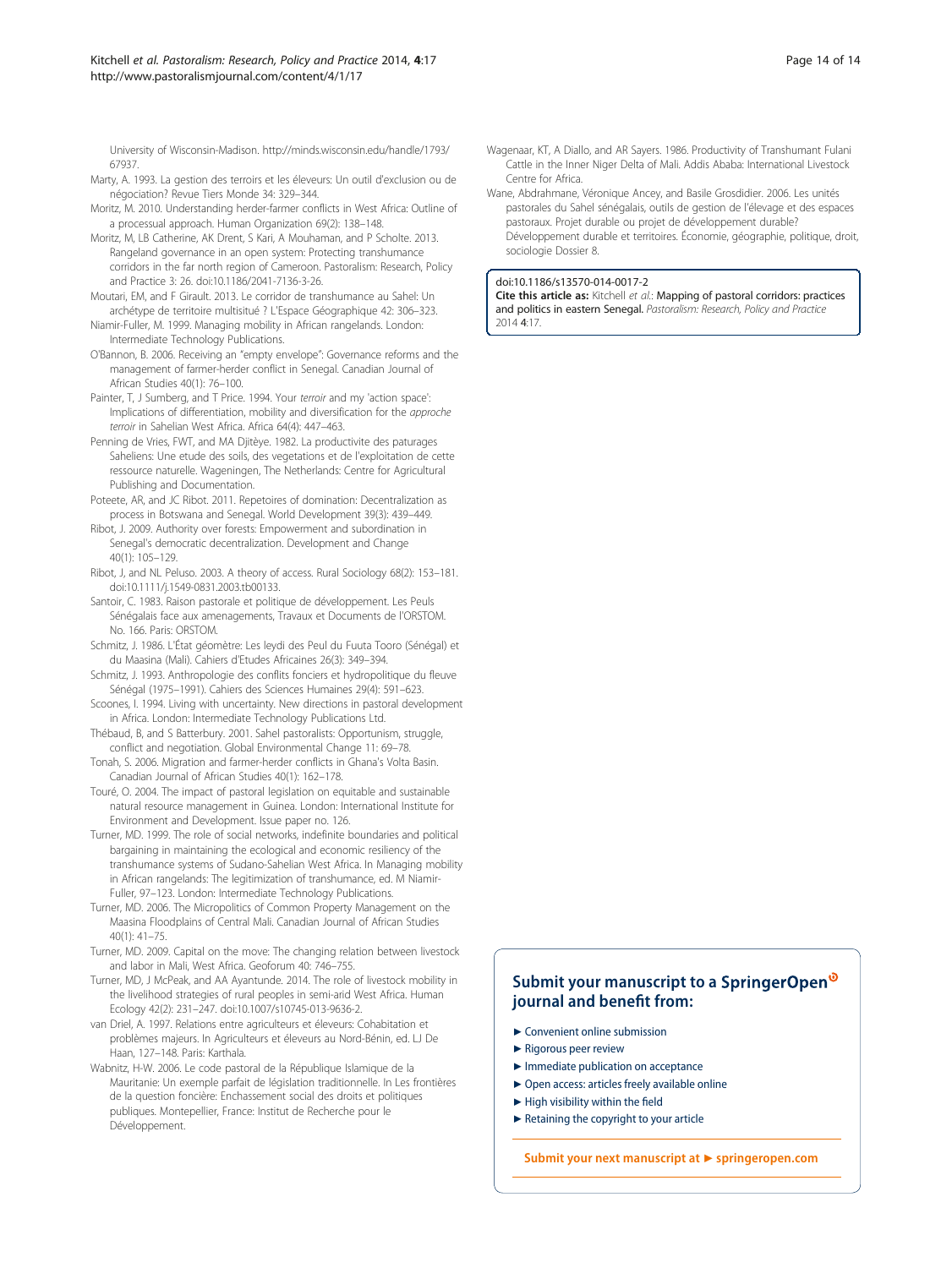University of Wisconsin-Madison. http://minds.wisconsin.edu/handle/1793/67937.

Marty, A. 1993. La gestion des terroirs et les éleveurs: Un outil d'exclusion ou de négociation? Revue Tiers Monde 34: 329–344.

Moritz, M. 2010. Understanding herder-farmer conflicts in West Africa: Outline of a processual approach. Human Organization 69(2): 138–148.

Moritz, M, LB Catherine, AK Drent, S Kari, A Mouhaman, and P Scholte. 2013. Rangeland governance in an open system: Protecting transhumance corridors in the far north region of Cameroon. Pastoralism: Research, Policy and Practice 3: 26. doi:10.1186/2041-7136-3-26.

Moutari, EM, and F Girault. 2013. Le corridor de transhumance au Sahel: Un archétype de territoire multisitué ? L'Espace Géographique 42: 306–323.

Niamir-Fuller, M. 1999. Managing mobility in African rangelands. London: Intermediate Technology Publications.

O'Bannon, B. 2006. Receiving an "empty envelope": Governance reforms and the management of farmer-herder conflict in Senegal. Canadian Journal of African Studies 40(1): 76–100.

Painter, T, J Sumberg, and T Price. 1994. Your *terroir* and my 'action space': Implications of differentiation, mobility and diversification for the *approche terroir* in Sahelian West Africa. Africa 64(4): 447–463.

Penning de Vries, FWT, and MA Djitèye. 1982. La productivite des paturages Saheliens: Une etude des soils, des vegetations et de l'exploitation de cette ressource naturelle. Wageningen, The Netherlands: Centre for Agricultural Publishing and Documentation.

Poteete, AR, and JC Ribot. 2011. Repetoires of domination: Decentralization as process in Botswana and Senegal. World Development 39(3): 439–449.

Ribot, J. 2009. Authority over forests: Empowerment and subordination in Senegal's democratic decentralization. Development and Change 40(1): 105–129.

Ribot, J, and NL Peluso. 2003. A theory of access. Rural Sociology 68(2): 153–181. doi:10.1111/j.1549-0831.2003.tb00133.

Santoir, C. 1983. Raison pastorale et politique de développement. Les Peuls Sénégalais face aux amenagements, Travaux et Documents de l'ORSTOM. No. 166. Paris: ORSTOM.

Schmitz, J. 1986. L'État géomètre: Les leydi des Peul du Fuuta Tooro (Sénégal) et du Maasina (Mali). Cahiers d'Etudes Africaines 26(3): 349–394.

Schmitz, J. 1993. Anthropologie des conflits fonciers et hydropolitique du fleuve Sénégal (1975–1991). Cahiers des Sciences Humaines 29(4): 591–623.

Scoones, I. 1994. Living with uncertainty. New directions in pastoral development in Africa. London: Intermediate Technology Publications Ltd.

Thébaud, B, and S Batterbury. 2001. Sahel pastoralists: Opportunism, struggle, conflict and negotiation. Global Environmental Change 11: 69–78.

Tonah, S. 2006. Migration and farmer-herder conflicts in Ghana's Volta Basin. Canadian Journal of African Studies 40(1): 162–178.

Touré, O. 2004. The impact of pastoral legislation on equitable and sustainable natural resource management in Guinea. London: International Institute for Environment and Development. Issue paper no. 126.

Turner, MD. 1999. The role of social networks, indefinite boundaries and political bargaining in maintaining the ecological and economic resiliency of the transhumance systems of Sudano-Sahelian West Africa. In Managing mobility in African rangelands: The legitimization of transhumance, ed. M Niamir-Fuller, 97–123. London: Intermediate Technology Publications.

Turner, MD. 2006. The Micropolitics of Common Property Management on the Maasina Floodplains of Central Mali. Canadian Journal of African Studies 40(1): 41–75.

Turner, MD. 2009. Capital on the move: The changing relation between livestock and labor in Mali, West Africa. Geoforum 40: 746–755.

Turner, MD, J McPeak, and AA Ayantunde. 2014. The role of livestock mobility in the livelihood strategies of rural peoples in semi-arid West Africa. Human Ecology 42(2): 231–247. doi:10.1007/s10745-013-9636-2.

van Driel, A. 1997. Relations entre agriculteurs et éleveurs: Cohabitation et problèmes majeurs. In Agriculteurs et éleveurs au Nord-Bénin, ed. LJ De Haan, 127–148. Paris: Karthala.

Wabnitz, H-W. 2006. Le code pastoral de la République Islamique de la Mauritanie: Un exemple parfait de législation traditionnelle. In Les frontières de la question foncière: Enchassement social des droits et politiques publiques. Montepellier, France: Institut de Recherche pour le Développement.

Wagenaar, KT, A Diallo, and AR Sayers. 1986. Productivity of Transhumant Fulani Cattle in the Inner Niger Delta of Mali. Addis Ababa: International Livestock Centre for Africa.

Wane, Abdrahmane, Véronique Ancey, and Basile Grosdidier. 2006. Les unités pastorales du Sahel sénégalais, outils de gestion de l'élevage et des espaces pastoraux. Projet durable ou projet de développement durable? Développement durable et territoires. Économie, géographie, politique, droit, sociologie Dossier 8.

doi:10.1186/s13570-014-0017-2

**Cite this article as:** Kitchell *et al.*: Mapping of pastoral corridors: practices and politics in eastern Senegal. *Pastoralism: Research, Policy and Practice* 2014 **4**:17.

**Submit your manuscript to a SpringerOpen journal and benefit from:**

- ► Convenient online submission
- ► Rigorous peer review
- ► Immediate publication on acceptance
- ► Open access: articles freely available online
- ► High visibility within the field
- ► Retaining the copyright to your article

**Submit your next manuscript at ► springeropen.com**